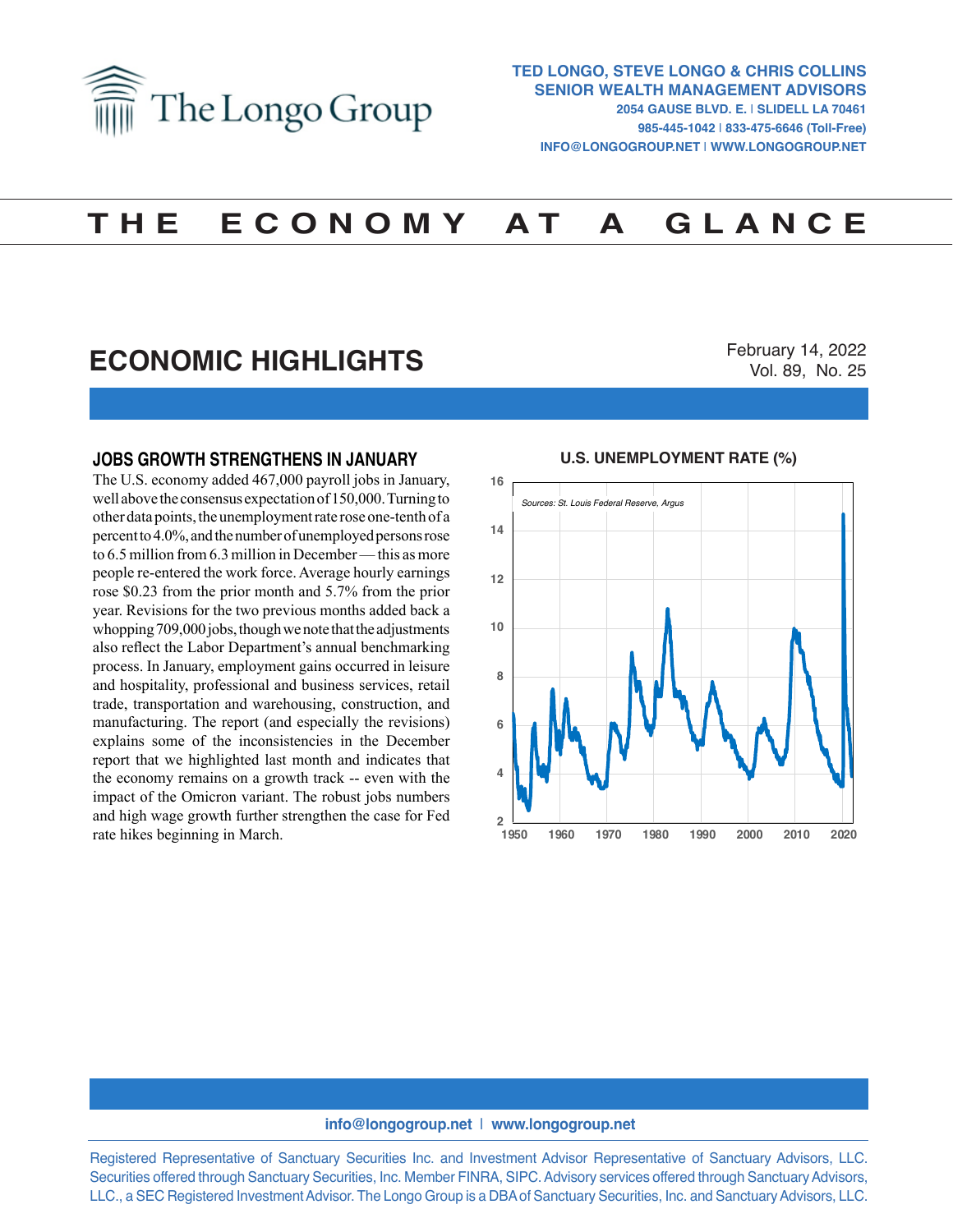The Longo Group

**TED LONGO, STEVE LONGO & CHRIS COLLINS**
**SENIOR WEALTH MANAGEMENT ADVISORS**
**2054 GAUSE BLVD. E. | SLIDELL LA 70461**
**985-445-1042 | 833-475-6646 (Toll-Free)**
**INFO@LONGOGROUP.NET | WWW.LONGOGROUP.NET**

# THE ECONOMY AT A GLANCE

## ECONOMIC HIGHLIGHTS

February 14, 2022
Vol. 89, No. 25

### JOBS GROWTH STRENGTHENS IN JANUARY

The U.S. economy added 467,000 payroll jobs in January, well above the consensus expectation of 150,000. Turning to other data points, the unemployment rate rose one-tenth of a percent to 4.0%, and the number of unemployed persons rose to 6.5 million from 6.3 million in December — this as more people re-entered the work force. Average hourly earnings rose $0.23 from the prior month and 5.7% from the prior year. Revisions for the two previous months added back a whopping 709,000 jobs, though we note that the adjustments also reflect the Labor Department's annual benchmarking process. In January, employment gains occurred in leisure and hospitality, professional and business services, retail trade, transportation and warehousing, construction, and manufacturing. The report (and especially the revisions) explains some of the inconsistencies in the December report that we highlighted last month and indicates that the economy remains on a growth track -- even with the impact of the Omicron variant. The robust jobs numbers and high wage growth further strengthen the case for Fed rate hikes beginning in March.

**U.S. UNEMPLOYMENT RATE (%)**

*Sources: St. Louis Federal Reserve, Argus*

**info@longogroup.net | www.longogroup.net**

Registered Representative of Sanctuary Securities Inc. and Investment Advisor Representative of Sanctuary Advisors, LLC. Securities offered through Sanctuary Securities, Inc. Member FINRA, SIPC. Advisory services offered through Sanctuary Advisors, LLC., a SEC Registered Investment Advisor. The Longo Group is a DBA of Sanctuary Securities, Inc. and Sanctuary Advisors, LLC.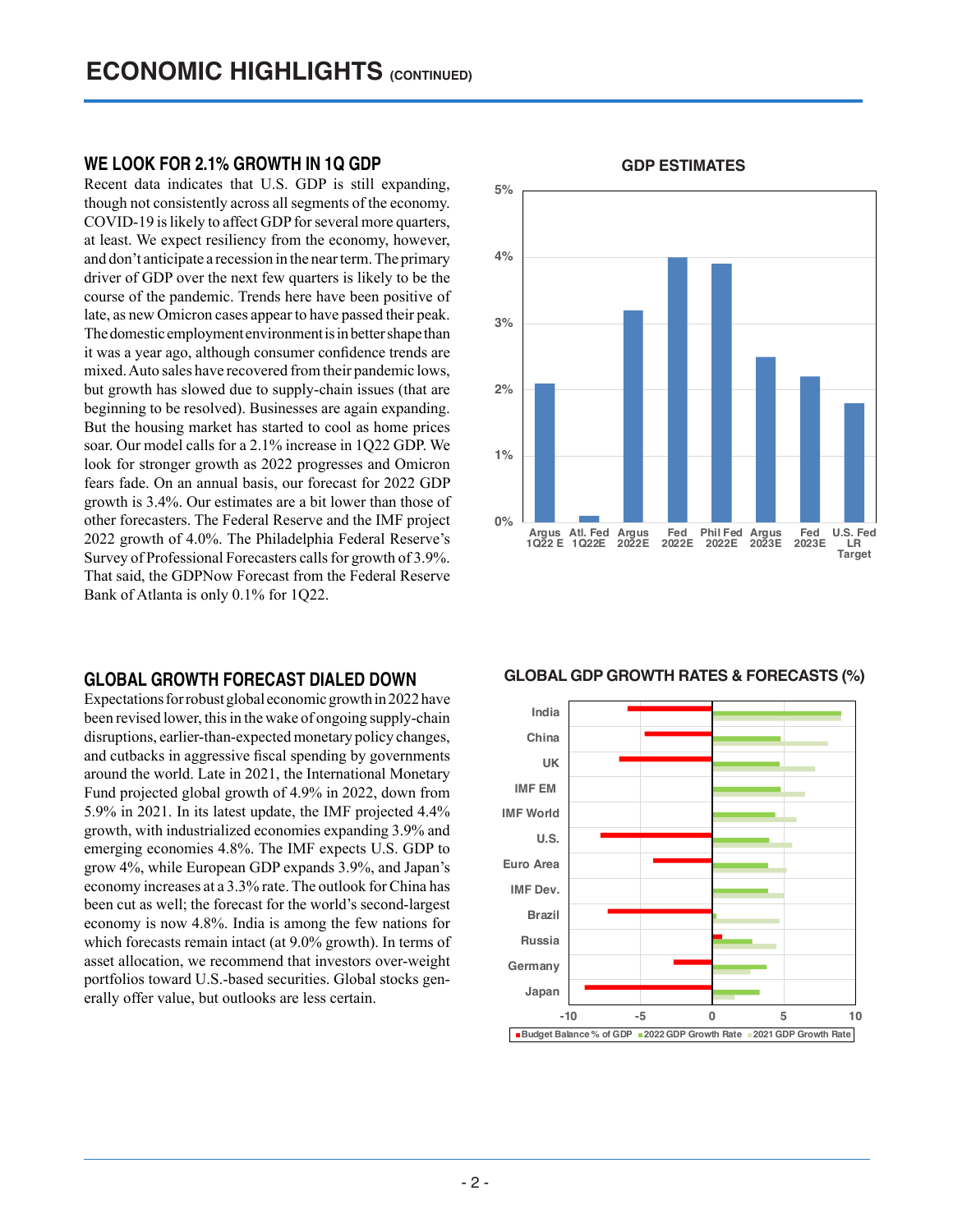# ECONOMIC HIGHLIGHTS (CONTINUED)

## WE LOOK FOR 2.1% GROWTH IN 1Q GDP

Recent data indicates that U.S. GDP is still expanding, though not consistently across all segments of the economy. COVID-19 is likely to affect GDP for several more quarters, at least. We expect resiliency from the economy, however, and don't anticipate a recession in the near term. The primary driver of GDP over the next few quarters is likely to be the course of the pandemic. Trends here have been positive of late, as new Omicron cases appear to have passed their peak. The domestic employment environment is in better shape than it was a year ago, although consumer confidence trends are mixed. Auto sales have recovered from their pandemic lows, but growth has slowed due to supply-chain issues (that are beginning to be resolved). Businesses are again expanding. But the housing market has started to cool as home prices soar. Our model calls for a 2.1% increase in 1Q22 GDP. We look for stronger growth as 2022 progresses and Omicron fears fade. On an annual basis, our forecast for 2022 GDP growth is 3.4%. Our estimates are a bit lower than those of other forecasters. The Federal Reserve and the IMF project 2022 growth of 4.0%. The Philadelphia Federal Reserve's Survey of Professional Forecasters calls for growth of 3.9%. That said, the GDPNow Forecast from the Federal Reserve Bank of Atlanta is only 0.1% for 1Q22.

**GDP ESTIMATES**

| Estimate | GDP Growth |
|---|---|
| Argus 1Q22 E | 2.1% |
| Atl. Fed 1Q22E | 0.1% |
| Argus 2022E | 3.2% |
| Fed 2022E | 4.0% |
| Phil Fed 2022E | 3.9% |
| Argus 2023E | 2.5% |
| Fed 2023E | 2.2% |
| U.S. Fed LR Target | 1.8% |

## GLOBAL GROWTH FORECAST DIALED DOWN

Expectations for robust global economic growth in 2022 have been revised lower, this in the wake of ongoing supply-chain disruptions, earlier-than-expected monetary policy changes, and cutbacks in aggressive fiscal spending by governments around the world. Late in 2021, the International Monetary Fund projected global growth of 4.9% in 2022, down from 5.9% in 2021. In its latest update, the IMF projected 4.4% growth, with industrialized economies expanding 3.9% and emerging economies 4.8%. The IMF expects U.S. GDP to grow 4%, while European GDP expands 3.9%, and Japan's economy increases at a 3.3% rate. The outlook for China has been cut as well; the forecast for the world's second-largest economy is now 4.8%. India is among the few nations for which forecasts remain intact (at 9.0% growth). In terms of asset allocation, we recommend that investors over-weight portfolios toward U.S.-based securities. Global stocks generally offer value, but outlooks are less certain.

**GLOBAL GDP GROWTH RATES & FORECASTS (%)**

Chart series: Budget Balance % of GDP; 2022 GDP Growth Rate; 2021 GDP Growth Rate. Countries/regions: India, China, UK, IMF EM, IMF World, U.S., Euro Area, IMF Dev., Brazil, Russia, Germany, Japan. Axis: -10 to 10.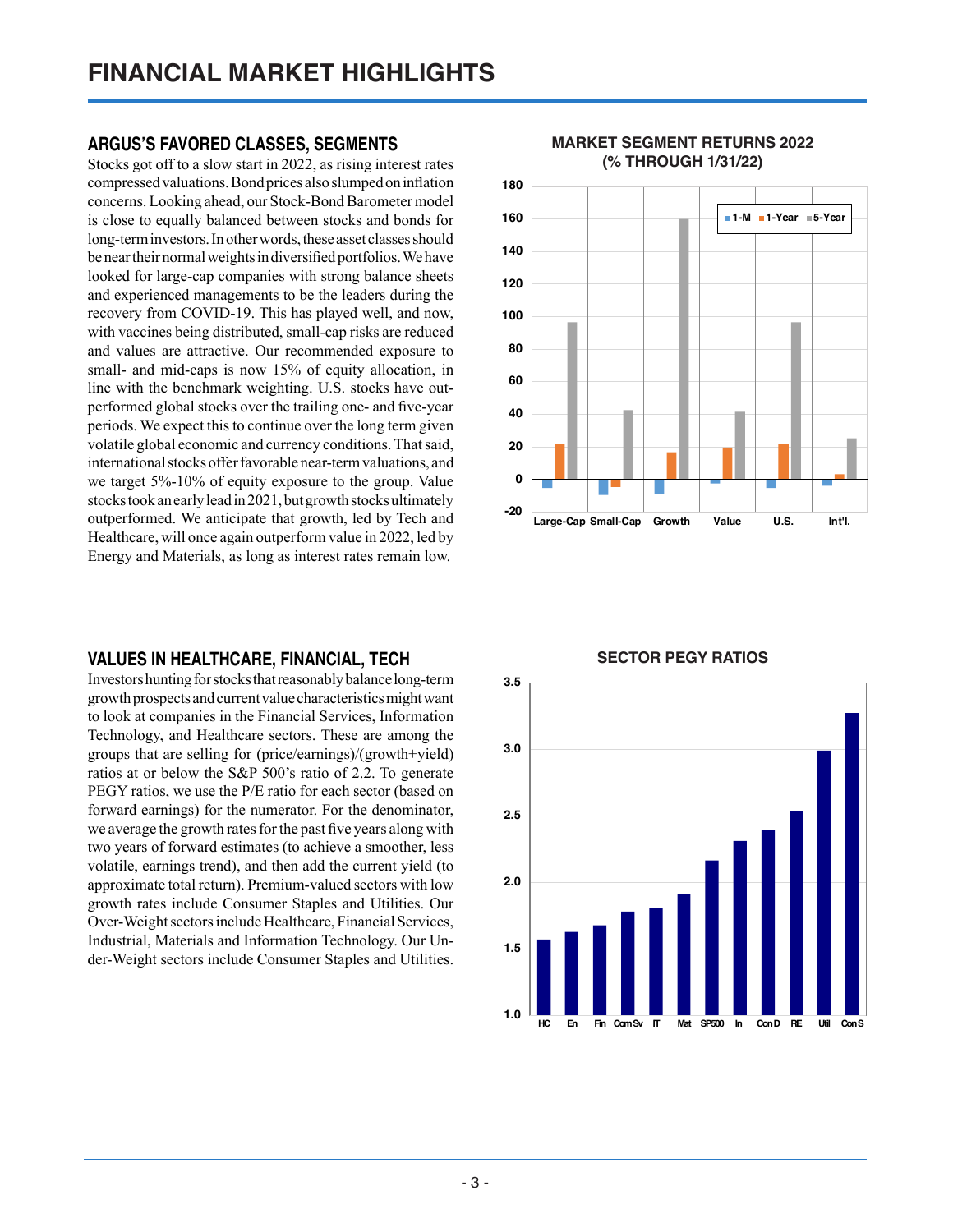# FINANCIAL MARKET HIGHLIGHTS

## ARGUS'S FAVORED CLASSES, SEGMENTS

Stocks got off to a slow start in 2022, as rising interest rates compressed valuations. Bond prices also slumped on inflation concerns. Looking ahead, our Stock-Bond Barometer model is close to equally balanced between stocks and bonds for long-term investors. In other words, these asset classes should be near their normal weights in diversified portfolios. We have looked for large-cap companies with strong balance sheets and experienced managements to be the leaders during the recovery from COVID-19. This has played well, and now, with vaccines being distributed, small-cap risks are reduced and values are attractive. Our recommended exposure to small- and mid-caps is now 15% of equity allocation, in line with the benchmark weighting. U.S. stocks have outperformed global stocks over the trailing one- and five-year periods. We expect this to continue over the long term given volatile global economic and currency conditions. That said, international stocks offer favorable near-term valuations, and we target 5%-10% of equity exposure to the group. Value stocks took an early lead in 2021, but growth stocks ultimately outperformed. We anticipate that growth, led by Tech and Healthcare, will once again outperform value in 2022, led by Energy and Materials, as long as interest rates remain low.

**MARKET SEGMENT RETURNS 2022 (% THROUGH 1/31/22)**

## VALUES IN HEALTHCARE, FINANCIAL, TECH

Investors hunting for stocks that reasonably balance long-term growth prospects and current value characteristics might want to look at companies in the Financial Services, Information Technology, and Healthcare sectors. These are among the groups that are selling for (price/earnings)/(growth+yield) ratios at or below the S&P 500's ratio of 2.2. To generate PEGY ratios, we use the P/E ratio for each sector (based on forward earnings) for the numerator. For the denominator, we average the growth rates for the past five years along with two years of forward estimates (to achieve a smoother, less volatile, earnings trend), and then add the current yield (to approximate total return). Premium-valued sectors with low growth rates include Consumer Staples and Utilities. Our Over-Weight sectors include Healthcare, Financial Services, Industrial, Materials and Information Technology. Our Under-Weight sectors include Consumer Staples and Utilities.

**SECTOR PEGY RATIOS**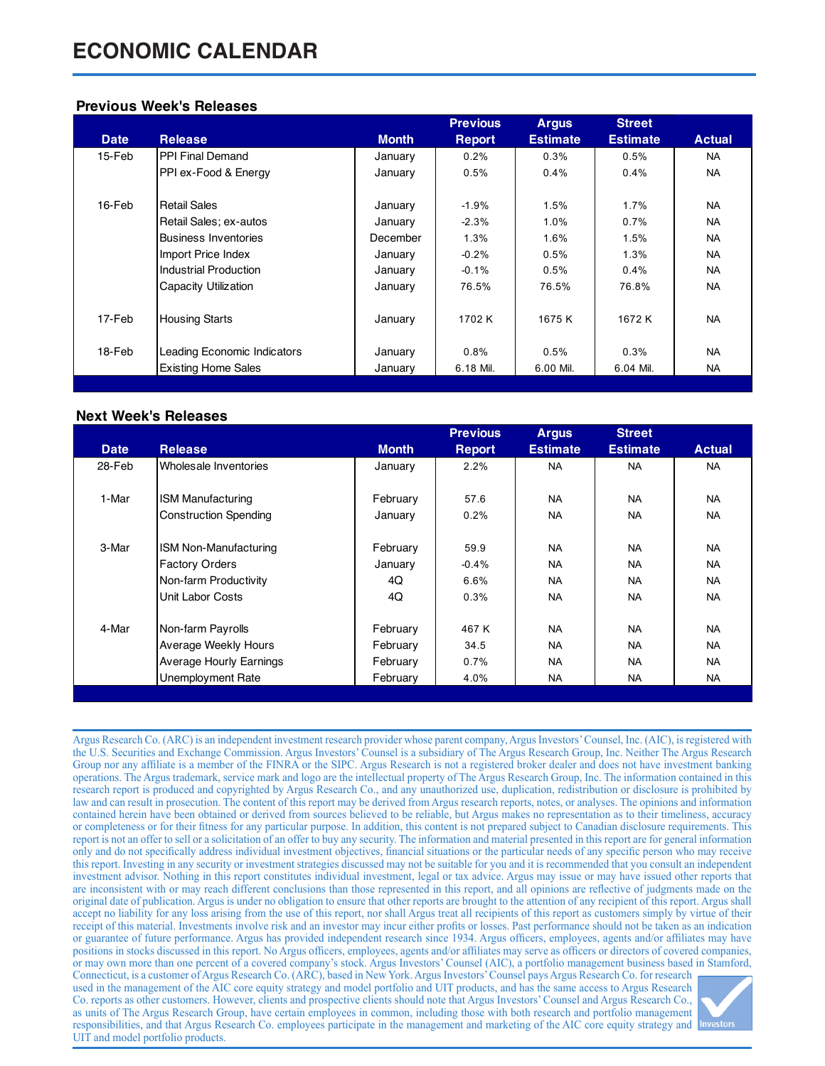# ECONOMIC CALENDAR

## Previous Week's Releases

| Date | Release | Month | Previous Report | Argus Estimate | Street Estimate | Actual |
|---|---|---|---|---|---|---|
| 15-Feb | PPI Final Demand | January | 0.2% | 0.3% | 0.5% | NA |
| | PPI ex-Food & Energy | January | 0.5% | 0.4% | 0.4% | NA |
| 16-Feb | Retail Sales | January | -1.9% | 1.5% | 1.7% | NA |
| | Retail Sales; ex-autos | January | -2.3% | 1.0% | 0.7% | NA |
| | Business Inventories | December | 1.3% | 1.6% | 1.5% | NA |
| | Import Price Index | January | -0.2% | 0.5% | 1.3% | NA |
| | Industrial Production | January | -0.1% | 0.5% | 0.4% | NA |
| | Capacity Utilization | January | 76.5% | 76.5% | 76.8% | NA |
| 17-Feb | Housing Starts | January | 1702 K | 1675 K | 1672 K | NA |
| 18-Feb | Leading Economic Indicators | January | 0.8% | 0.5% | 0.3% | NA |
| | Existing Home Sales | January | 6.18 Mil. | 6.00 Mil. | 6.04 Mil. | NA |

## Next Week's Releases

| Date | Release | Month | Previous Report | Argus Estimate | Street Estimate | Actual |
|---|---|---|---|---|---|---|
| 28-Feb | Wholesale Inventories | January | 2.2% | NA | NA | NA |
| 1-Mar | ISM Manufacturing | February | 57.6 | NA | NA | NA |
| | Construction Spending | January | 0.2% | NA | NA | NA |
| 3-Mar | ISM Non-Manufacturing | February | 59.9 | NA | NA | NA |
| | Factory Orders | January | -0.4% | NA | NA | NA |
| | Non-farm Productivity | 4Q | 6.6% | NA | NA | NA |
| | Unit Labor Costs | 4Q | 0.3% | NA | NA | NA |
| 4-Mar | Non-farm Payrolls | February | 467 K | NA | NA | NA |
| | Average Weekly Hours | February | 34.5 | NA | NA | NA |
| | Average Hourly Earnings | February | 0.7% | NA | NA | NA |
| | Unemployment Rate | February | 4.0% | NA | NA | NA |

Argus Research Co. (ARC) is an independent investment research provider whose parent company, Argus Investors' Counsel, Inc. (AIC), is registered with the U.S. Securities and Exchange Commission. Argus Investors' Counsel is a subsidiary of The Argus Research Group, Inc. Neither The Argus Research Group nor any affiliate is a member of the FINRA or the SIPC. Argus Research is not a registered broker dealer and does not have investment banking operations. The Argus trademark, service mark and logo are the intellectual property of The Argus Research Group, Inc. The information contained in this research report is produced and copyrighted by Argus Research Co., and any unauthorized use, duplication, redistribution or disclosure is prohibited by law and can result in prosecution. The content of this report may be derived from Argus research reports, notes, or analyses. The opinions and information contained herein have been obtained or derived from sources believed to be reliable, but Argus makes no representation as to their timeliness, accuracy or completeness or for their fitness for any particular purpose. In addition, this content is not prepared subject to Canadian disclosure requirements. This report is not an offer to sell or a solicitation of an offer to buy any security. The information and material presented in this report are for general information only and do not specifically address individual investment objectives, financial situations or the particular needs of any specific person who may receive this report. Investing in any security or investment strategies discussed may not be suitable for you and it is recommended that you consult an independent investment advisor. Nothing in this report constitutes individual investment, legal or tax advice. Argus may issue or may have issued other reports that are inconsistent with or may reach different conclusions than those represented in this report, and all opinions are reflective of judgments made on the original date of publication. Argus is under no obligation to ensure that other reports are brought to the attention of any recipient of this report. Argus shall accept no liability for any loss arising from the use of this report, nor shall Argus treat all recipients of this report as customers simply by virtue of their receipt of this material. Investments involve risk and an investor may incur either profits or losses. Past performance should not be taken as an indication or guarantee of future performance. Argus has provided independent research since 1934. Argus officers, employees, agents and/or affiliates may have positions in stocks discussed in this report. No Argus officers, employees, agents and/or affiliates may serve as officers or directors of covered companies, or may own more than one percent of a covered company's stock. Argus Investors' Counsel (AIC), a portfolio management business based in Stamford, Connecticut, is a customer of Argus Research Co. (ARC), based in New York. Argus Investors' Counsel pays Argus Research Co. for research used in the management of the AIC core equity strategy and model portfolio and UIT products, and has the same access to Argus Research Co. reports as other customers. However, clients and prospective clients should note that Argus Investors' Counsel and Argus Research Co., as units of The Argus Research Group, have certain employees in common, including those with both research and portfolio management responsibilities, and that Argus Research Co. employees participate in the management and marketing of the AIC core equity strategy and UIT and model portfolio products.